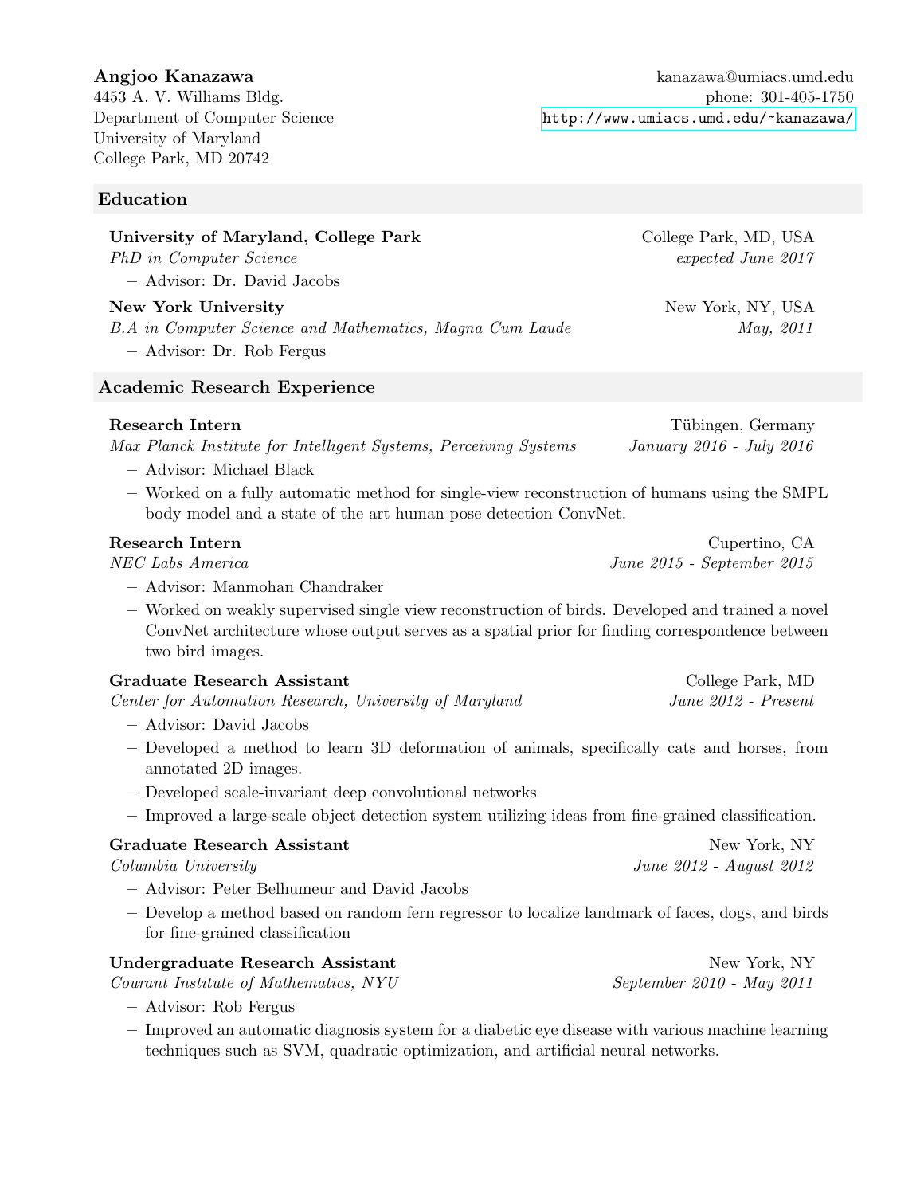**Angjoo Kanazawa**
4453 A. V. Williams Bldg.
Department of Computer Science
University of Maryland
College Park, MD 20742

kanazawa@umiacs.umd.edu
phone: 301-405-1750
http://www.umiacs.umd.edu/~kanazawa/

## Education

**University of Maryland, College Park** — College Park, MD, USA
*PhD in Computer Science* — *expected June 2017*

- Advisor: Dr. David Jacobs

**New York University** — New York, NY, USA
*B.A in Computer Science and Mathematics, Magna Cum Laude* — *May, 2011*

- Advisor: Dr. Rob Fergus

## Academic Research Experience

**Research Intern** — Tübingen, Germany
*Max Planck Institute for Intelligent Systems, Perceiving Systems* — *January 2016 - July 2016*

- Advisor: Michael Black
- Worked on a fully automatic method for single-view reconstruction of humans using the SMPL body model and a state of the art human pose detection ConvNet.

**Research Intern** — Cupertino, CA
*NEC Labs America* — *June 2015 - September 2015*

- Advisor: Manmohan Chandraker
- Worked on weakly supervised single view reconstruction of birds. Developed and trained a novel ConvNet architecture whose output serves as a spatial prior for finding correspondence between two bird images.

**Graduate Research Assistant** — College Park, MD
*Center for Automation Research, University of Maryland* — *June 2012 - Present*

- Advisor: David Jacobs
- Developed a method to learn 3D deformation of animals, specifically cats and horses, from annotated 2D images.
- Developed scale-invariant deep convolutional networks
- Improved a large-scale object detection system utilizing ideas from fine-grained classification.

**Graduate Research Assistant** — New York, NY
*Columbia University* — *June 2012 - August 2012*

- Advisor: Peter Belhumeur and David Jacobs
- Develop a method based on random fern regressor to localize landmark of faces, dogs, and birds for fine-grained classification

**Undergraduate Research Assistant** — New York, NY
*Courant Institute of Mathematics, NYU* — *September 2010 - May 2011*

- Advisor: Rob Fergus
- Improved an automatic diagnosis system for a diabetic eye disease with various machine learning techniques such as SVM, quadratic optimization, and artificial neural networks.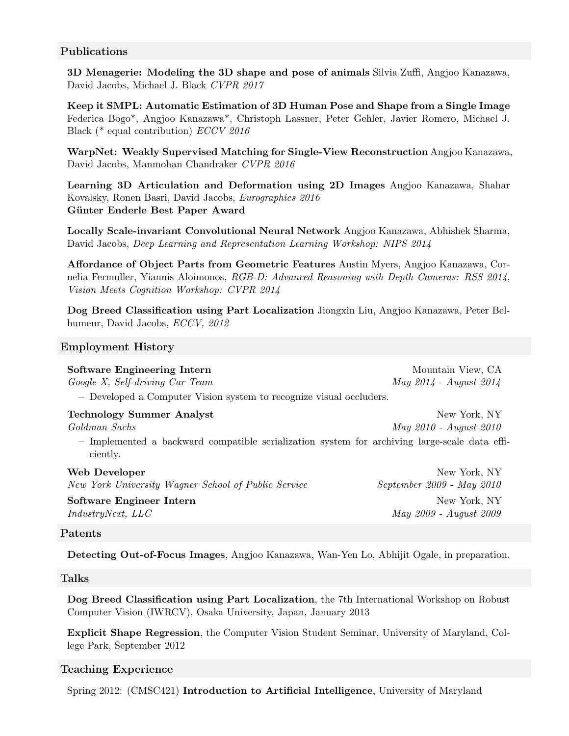## Publications

**3D Menagerie: Modeling the 3D shape and pose of animals** Silvia Zuffi, Angjoo Kanazawa, David Jacobs, Michael J. Black *CVPR 2017*

**Keep it SMPL: Automatic Estimation of 3D Human Pose and Shape from a Single Image** Federica Bogo*, Angjoo Kanazawa*, Christoph Lassner, Peter Gehler, Javier Romero, Michael J. Black (* equal contribution) *ECCV 2016*

**WarpNet: Weakly Supervised Matching for Single-View Reconstruction** Angjoo Kanazawa, David Jacobs, Manmohan Chandraker *CVPR 2016*

**Learning 3D Articulation and Deformation using 2D Images** Angjoo Kanazawa, Shahar Kovalsky, Ronen Basri, David Jacobs, *Eurographics 2016*
**Günter Enderle Best Paper Award**

**Locally Scale-invariant Convolutional Neural Network** Angjoo Kanazawa, Abhishek Sharma, David Jacobs, *Deep Learning and Representation Learning Workshop: NIPS 2014*

**Affordance of Object Parts from Geometric Features** Austin Myers, Angjoo Kanazawa, Cornelia Fermuller, Yiannis Aloimonos, *RGB-D: Advanced Reasoning with Depth Cameras: RSS 2014*, *Vision Meets Cognition Workshop: CVPR 2014*

**Dog Breed Classification using Part Localization** Jiongxin Liu, Angjoo Kanazawa, Peter Belhumeur, David Jacobs, *ECCV, 2012*

## Employment History

**Software Engineering Intern** — Mountain View, CA
*Google X, Self-driving Car Team* — *May 2014 - August 2014*

- Developed a Computer Vision system to recognize visual occluders.

**Technology Summer Analyst** — New York, NY
*Goldman Sachs* — *May 2010 - August 2010*

- Implemented a backward compatible serialization system for archiving large-scale data efficiently.

**Web Developer** — New York, NY
*New York University Wagner School of Public Service* — *September 2009 - May 2010*

**Software Engineer Intern** — New York, NY
*IndustryNext, LLC* — *May 2009 - August 2009*

## Patents

**Detecting Out-of-Focus Images**, Angjoo Kanazawa, Wan-Yen Lo, Abhijit Ogale, in preparation.

## Talks

**Dog Breed Classification using Part Localization**, the 7th International Workshop on Robust Computer Vision (IWRCV), Osaka University, Japan, January 2013

**Explicit Shape Regression**, the Computer Vision Student Seminar, University of Maryland, College Park, September 2012

## Teaching Experience

Spring 2012: (CMSC421) **Introduction to Artificial Intelligence**, University of Maryland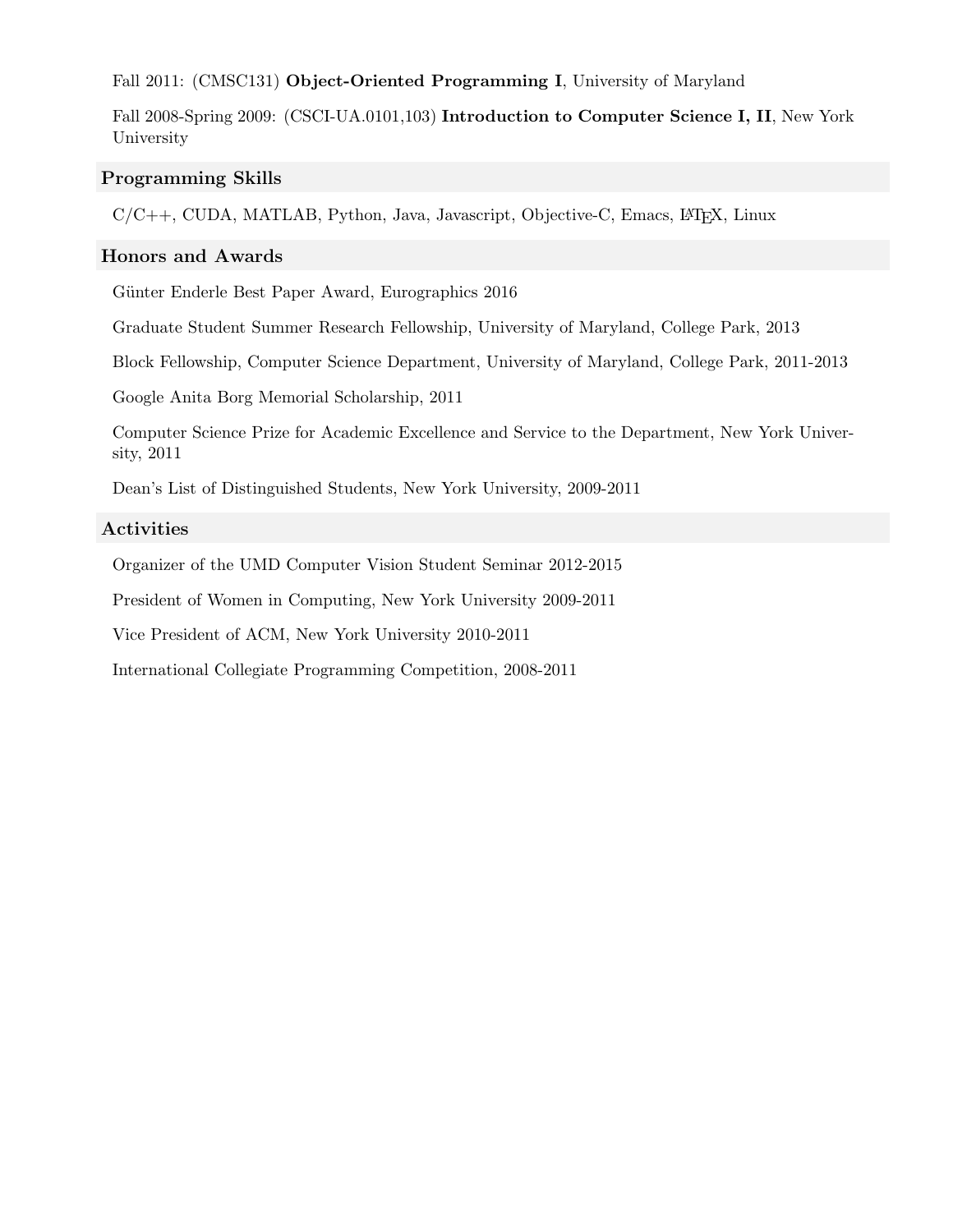Fall 2011: (CMSC131) **Object-Oriented Programming I**, University of Maryland

Fall 2008-Spring 2009: (CSCI-UA.0101,103) **Introduction to Computer Science I, II**, New York University

## Programming Skills

C/C++, CUDA, MATLAB, Python, Java, Javascript, Objective-C, Emacs, LaTeX, Linux

## Honors and Awards

Günter Enderle Best Paper Award, Eurographics 2016

Graduate Student Summer Research Fellowship, University of Maryland, College Park, 2013

Block Fellowship, Computer Science Department, University of Maryland, College Park, 2011-2013

Google Anita Borg Memorial Scholarship, 2011

Computer Science Prize for Academic Excellence and Service to the Department, New York University, 2011

Dean's List of Distinguished Students, New York University, 2009-2011

## Activities

Organizer of the UMD Computer Vision Student Seminar 2012-2015

President of Women in Computing, New York University 2009-2011

Vice President of ACM, New York University 2010-2011

International Collegiate Programming Competition, 2008-2011